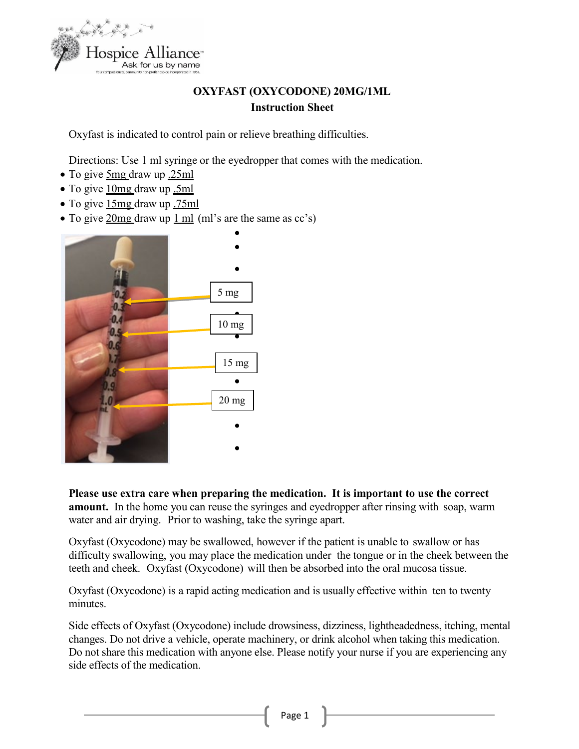Hospice Alliance
Ask for us by name

## OXYFAST (OXYCODONE) 20MG/1ML
### Instruction Sheet

Oxyfast is indicated to control pain or relieve breathing difficulties.

Directions: Use 1 ml syringe or the eyedropper that comes with the medication.

- To give 5mg draw up .25ml
- To give 10mg draw up .5ml
- To give 15mg draw up .75ml
- To give 20mg draw up 1 ml (ml's are the same as cc's)

5 mg

10 mg

15 mg

20 mg

**Please use extra care when preparing the medication. It is important to use the correct amount.** In the home you can reuse the syringes and eyedropper after rinsing with soap, warm water and air drying. Prior to washing, take the syringe apart.

Oxyfast (Oxycodone) may be swallowed, however if the patient is unable to swallow or has difficulty swallowing, you may place the medication under the tongue or in the cheek between the teeth and cheek. Oxyfast (Oxycodone) will then be absorbed into the oral mucosa tissue.

Oxyfast (Oxycodone) is a rapid acting medication and is usually effective within ten to twenty minutes.

Side effects of Oxyfast (Oxycodone) include drowsiness, dizziness, lightheadedness, itching, mental changes. Do not drive a vehicle, operate machinery, or drink alcohol when taking this medication. Do not share this medication with anyone else. Please notify your nurse if you are experiencing any side effects of the medication.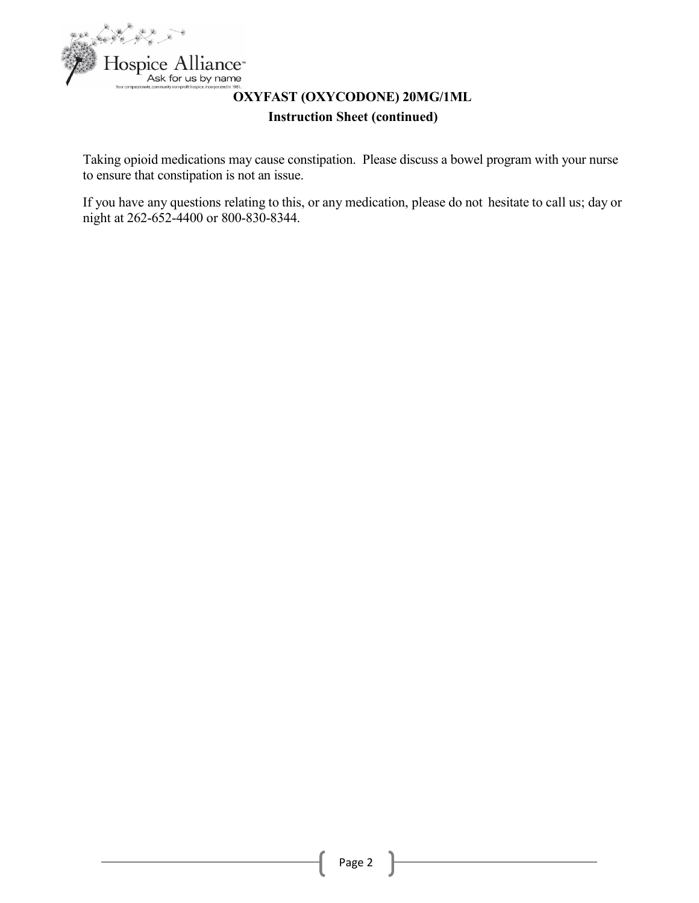**OXYFAST (OXYCODONE) 20MG/1ML**

**Instruction Sheet (continued)**

Taking opioid medications may cause constipation. Please discuss a bowel program with your nurse to ensure that constipation is not an issue.

If you have any questions relating to this, or any medication, please do not hesitate to call us; day or night at 262-652-4400 or 800-830-8344.